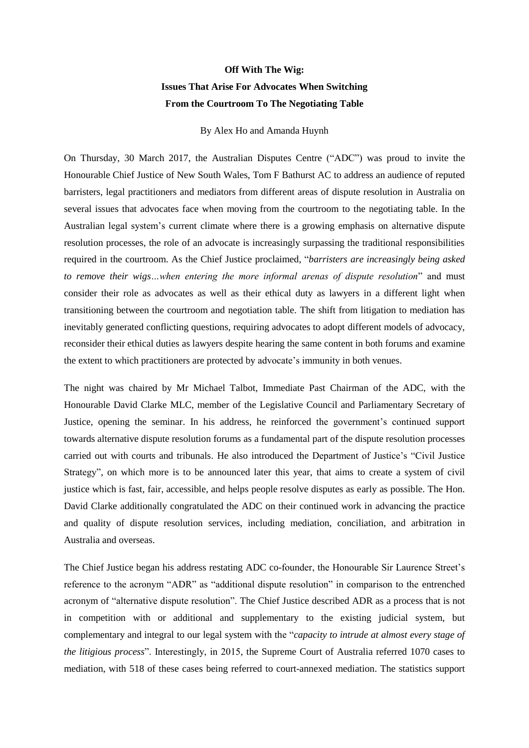**Off With The Wig:**
**Issues That Arise For Advocates When Switching**
**From the Courtroom To The Negotiating Table**

By Alex Ho and Amanda Huynh

On Thursday, 30 March 2017, the Australian Disputes Centre ("ADC") was proud to invite the Honourable Chief Justice of New South Wales, Tom F Bathurst AC to address an audience of reputed barristers, legal practitioners and mediators from different areas of dispute resolution in Australia on several issues that advocates face when moving from the courtroom to the negotiating table. In the Australian legal system's current climate where there is a growing emphasis on alternative dispute resolution processes, the role of an advocate is increasingly surpassing the traditional responsibilities required in the courtroom. As the Chief Justice proclaimed, "*barristers are increasingly being asked to remove their wigs…when entering the more informal arenas of dispute resolution*" and must consider their role as advocates as well as their ethical duty as lawyers in a different light when transitioning between the courtroom and negotiation table. The shift from litigation to mediation has inevitably generated conflicting questions, requiring advocates to adopt different models of advocacy, reconsider their ethical duties as lawyers despite hearing the same content in both forums and examine the extent to which practitioners are protected by advocate's immunity in both venues.

The night was chaired by Mr Michael Talbot, Immediate Past Chairman of the ADC, with the Honourable David Clarke MLC, member of the Legislative Council and Parliamentary Secretary of Justice, opening the seminar. In his address, he reinforced the government's continued support towards alternative dispute resolution forums as a fundamental part of the dispute resolution processes carried out with courts and tribunals. He also introduced the Department of Justice's "Civil Justice Strategy", on which more is to be announced later this year, that aims to create a system of civil justice which is fast, fair, accessible, and helps people resolve disputes as early as possible. The Hon. David Clarke additionally congratulated the ADC on their continued work in advancing the practice and quality of dispute resolution services, including mediation, conciliation, and arbitration in Australia and overseas.

The Chief Justice began his address restating ADC co-founder, the Honourable Sir Laurence Street's reference to the acronym "ADR" as "additional dispute resolution" in comparison to the entrenched acronym of "alternative dispute resolution". The Chief Justice described ADR as a process that is not in competition with or additional and supplementary to the existing judicial system, but complementary and integral to our legal system with the "*capacity to intrude at almost every stage of the litigious process*". Interestingly, in 2015, the Supreme Court of Australia referred 1070 cases to mediation, with 518 of these cases being referred to court-annexed mediation. The statistics support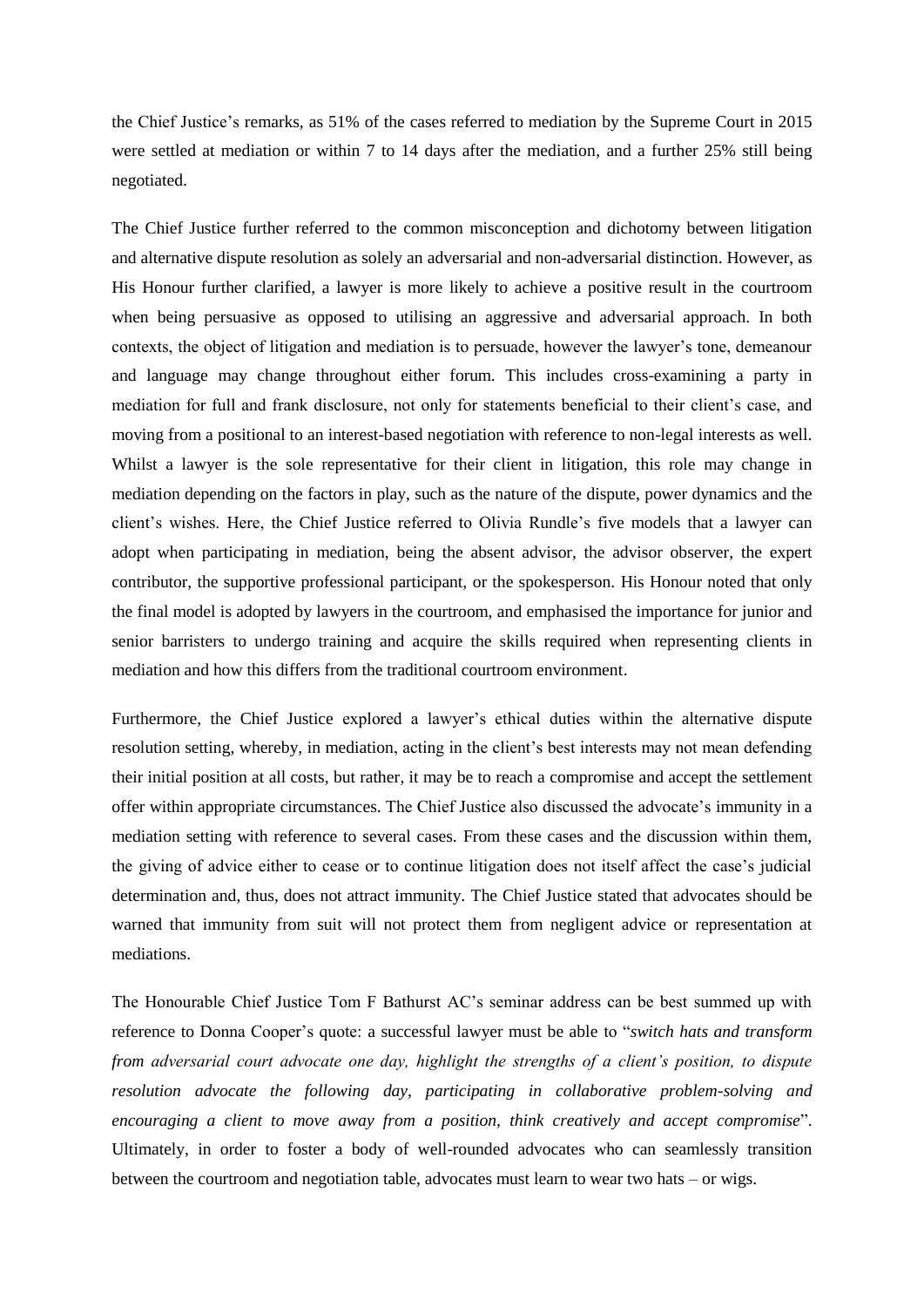the Chief Justice's remarks, as 51% of the cases referred to mediation by the Supreme Court in 2015 were settled at mediation or within 7 to 14 days after the mediation, and a further 25% still being negotiated.

The Chief Justice further referred to the common misconception and dichotomy between litigation and alternative dispute resolution as solely an adversarial and non-adversarial distinction. However, as His Honour further clarified, a lawyer is more likely to achieve a positive result in the courtroom when being persuasive as opposed to utilising an aggressive and adversarial approach. In both contexts, the object of litigation and mediation is to persuade, however the lawyer's tone, demeanour and language may change throughout either forum. This includes cross-examining a party in mediation for full and frank disclosure, not only for statements beneficial to their client's case, and moving from a positional to an interest-based negotiation with reference to non-legal interests as well. Whilst a lawyer is the sole representative for their client in litigation, this role may change in mediation depending on the factors in play, such as the nature of the dispute, power dynamics and the client's wishes. Here, the Chief Justice referred to Olivia Rundle's five models that a lawyer can adopt when participating in mediation, being the absent advisor, the advisor observer, the expert contributor, the supportive professional participant, or the spokesperson. His Honour noted that only the final model is adopted by lawyers in the courtroom, and emphasised the importance for junior and senior barristers to undergo training and acquire the skills required when representing clients in mediation and how this differs from the traditional courtroom environment.

Furthermore, the Chief Justice explored a lawyer's ethical duties within the alternative dispute resolution setting, whereby, in mediation, acting in the client's best interests may not mean defending their initial position at all costs, but rather, it may be to reach a compromise and accept the settlement offer within appropriate circumstances. The Chief Justice also discussed the advocate's immunity in a mediation setting with reference to several cases. From these cases and the discussion within them, the giving of advice either to cease or to continue litigation does not itself affect the case's judicial determination and, thus, does not attract immunity. The Chief Justice stated that advocates should be warned that immunity from suit will not protect them from negligent advice or representation at mediations.

The Honourable Chief Justice Tom F Bathurst AC's seminar address can be best summed up with reference to Donna Cooper's quote: a successful lawyer must be able to "*switch hats and transform from adversarial court advocate one day, highlight the strengths of a client's position, to dispute resolution advocate the following day, participating in collaborative problem-solving and encouraging a client to move away from a position, think creatively and accept compromise*". Ultimately, in order to foster a body of well-rounded advocates who can seamlessly transition between the courtroom and negotiation table, advocates must learn to wear two hats – or wigs.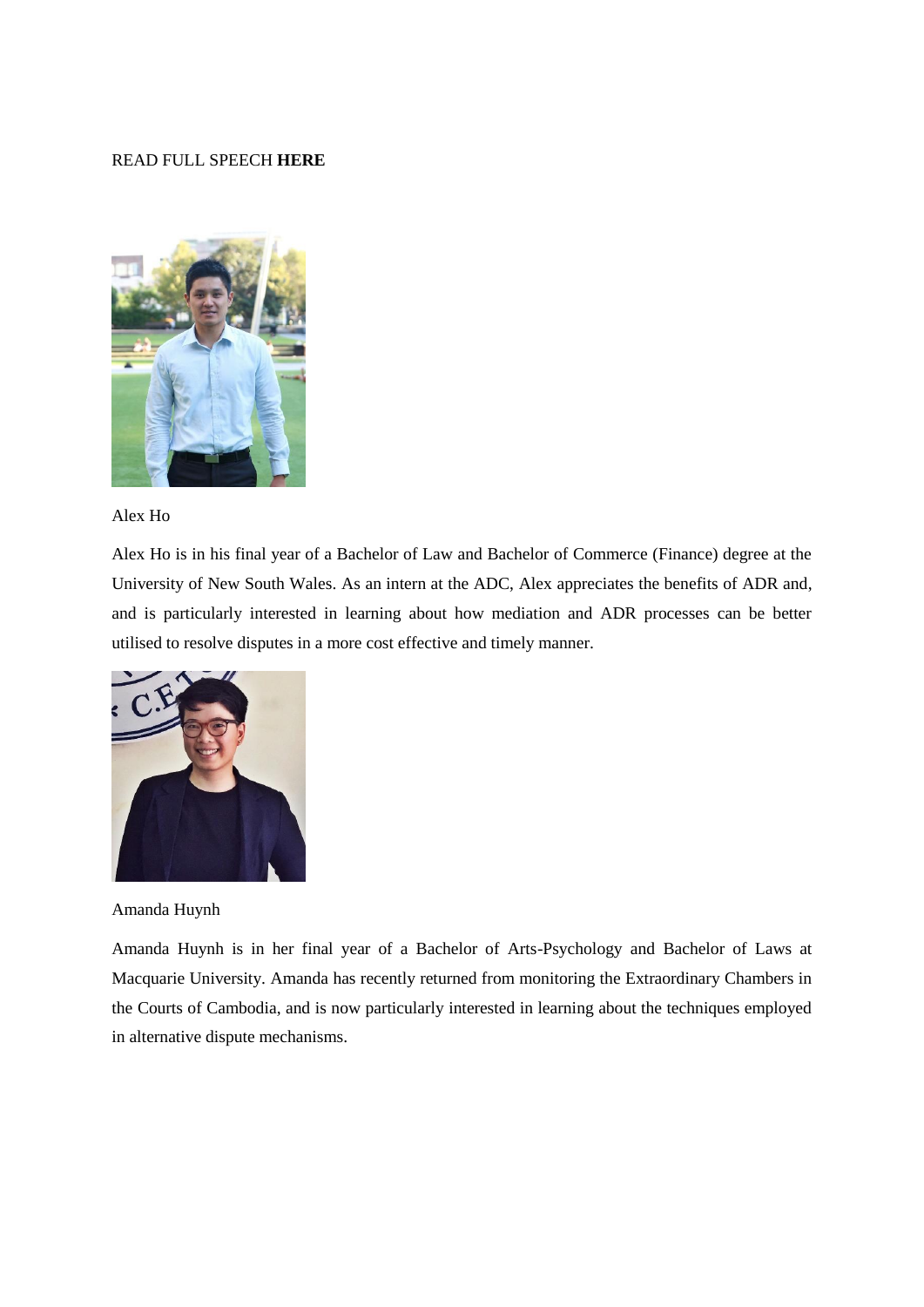READ FULL SPEECH **HERE**

Alex Ho

Alex Ho is in his final year of a Bachelor of Law and Bachelor of Commerce (Finance) degree at the University of New South Wales. As an intern at the ADC, Alex appreciates the benefits of ADR and, and is particularly interested in learning about how mediation and ADR processes can be better utilised to resolve disputes in a more cost effective and timely manner.

Amanda Huynh

Amanda Huynh is in her final year of a Bachelor of Arts-Psychology and Bachelor of Laws at Macquarie University. Amanda has recently returned from monitoring the Extraordinary Chambers in the Courts of Cambodia, and is now particularly interested in learning about the techniques employed in alternative dispute mechanisms.